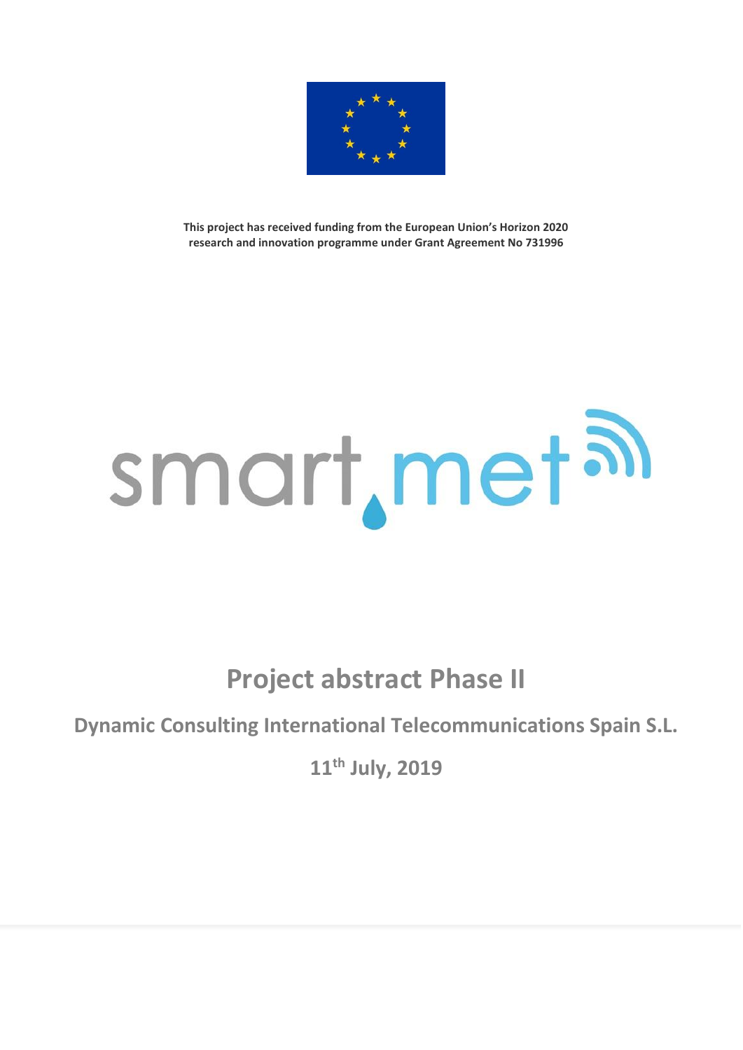**This project has received funding from the European Union's Horizon 2020 research and innovation programme under Grant Agreement No 731996**

smart.met

# Project abstract Phase II

## Dynamic Consulting International Telecommunications Spain S.L.

## 11th July, 2019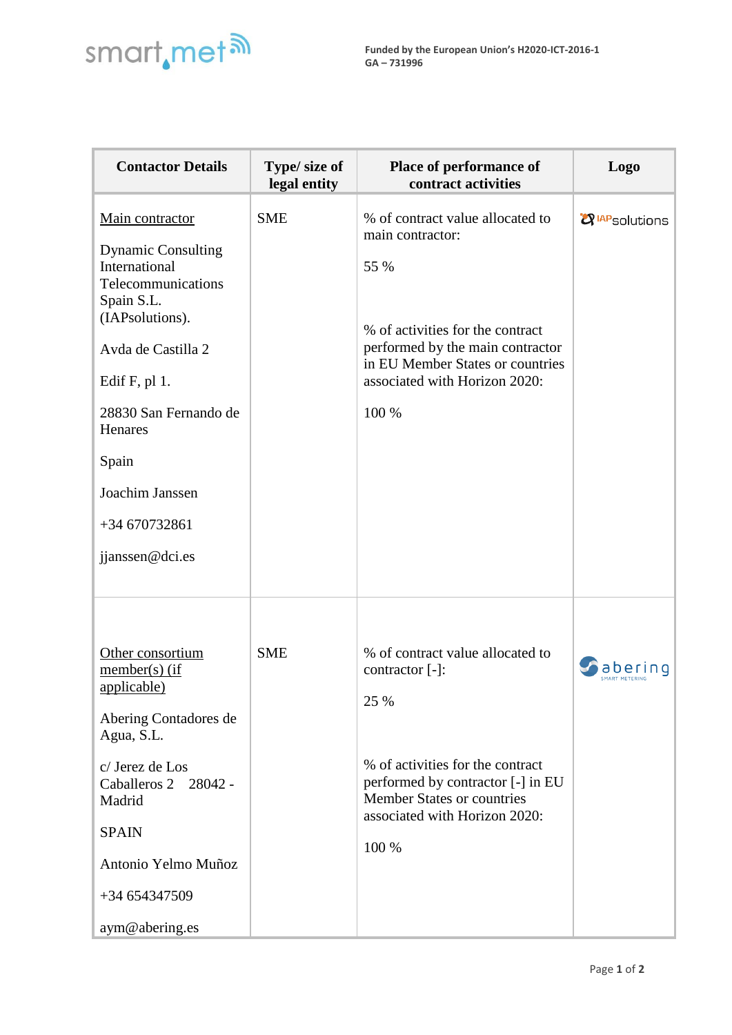| Contactor Details | Type/ size of legal entity | Place of performance of contract activities | Logo |
|---|---|---|---|
| <u>Main contractor</u><br><br>Dynamic Consulting International Telecommunications Spain S.L. (IAPsolutions).<br><br>Avda de Castilla 2<br><br>Edif F, pl 1.<br><br>28830 San Fernando de Henares<br><br>Spain<br><br>Joachim Janssen<br><br>+34 670732861<br><br>jjanssen@dci.es | SME | % of contract value allocated to main contractor:<br><br>55 %<br><br>% of activities for the contract performed by the main contractor in EU Member States or countries associated with Horizon 2020:<br><br>100 % | IAPsolutions |
| <u>Other consortium member(s) (if applicable)</u><br><br>Abering Contadores de Agua, S.L.<br><br>c/ Jerez de Los Caballeros 2 28042 - Madrid<br><br>SPAIN<br><br>Antonio Yelmo Muñoz<br><br>+34 654347509<br><br>aym@abering.es | SME | % of contract value allocated to contractor [-]:<br><br>25 %<br><br>% of activities for the contract performed by contractor [-] in EU Member States or countries associated with Horizon 2020:<br><br>100 % | abering SMART METERING |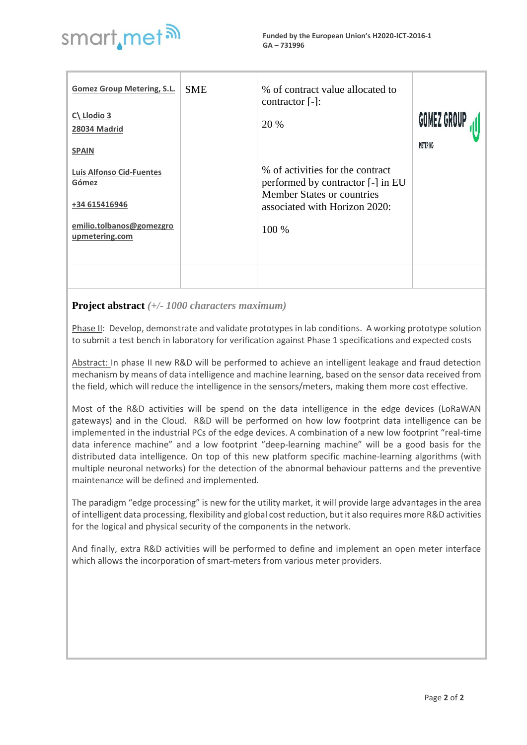| Gomez Group Metering, S.L.<br><br>C\ Llodio 3<br>28034 Madrid<br><br>SPAIN<br><br>Luis Alfonso Cid-Fuentes Gómez<br><br>+34 615416946<br><br>emilio.tolbanos@gomezgroupmetering.com | SME | % of contract value allocated to contractor [-]:<br><br>20 %<br><br>% of activities for the contract performed by contractor [-] in EU Member States or countries associated with Horizon 2020:<br><br>100 % | GOMEZ GROUP METERING |
|---|---|---|---|
| | | | |

**Project abstract** *(+/- 1000 characters maximum)*

Phase II: Develop, demonstrate and validate prototypes in lab conditions. A working prototype solution to submit a test bench in laboratory for verification against Phase 1 specifications and expected costs

Abstract: In phase II new R&D will be performed to achieve an intelligent leakage and fraud detection mechanism by means of data intelligence and machine learning, based on the sensor data received from the field, which will reduce the intelligence in the sensors/meters, making them more cost effective.

Most of the R&D activities will be spend on the data intelligence in the edge devices (LoRaWAN gateways) and in the Cloud. R&D will be performed on how low footprint data intelligence can be implemented in the industrial PCs of the edge devices. A combination of a new low footprint "real-time data inference machine" and a low footprint "deep-learning machine" will be a good basis for the distributed data intelligence. On top of this new platform specific machine-learning algorithms (with multiple neuronal networks) for the detection of the abnormal behaviour patterns and the preventive maintenance will be defined and implemented.

The paradigm "edge processing" is new for the utility market, it will provide large advantages in the area of intelligent data processing, flexibility and global cost reduction, but it also requires more R&D activities for the logical and physical security of the components in the network.

And finally, extra R&D activities will be performed to define and implement an open meter interface which allows the incorporation of smart-meters from various meter providers.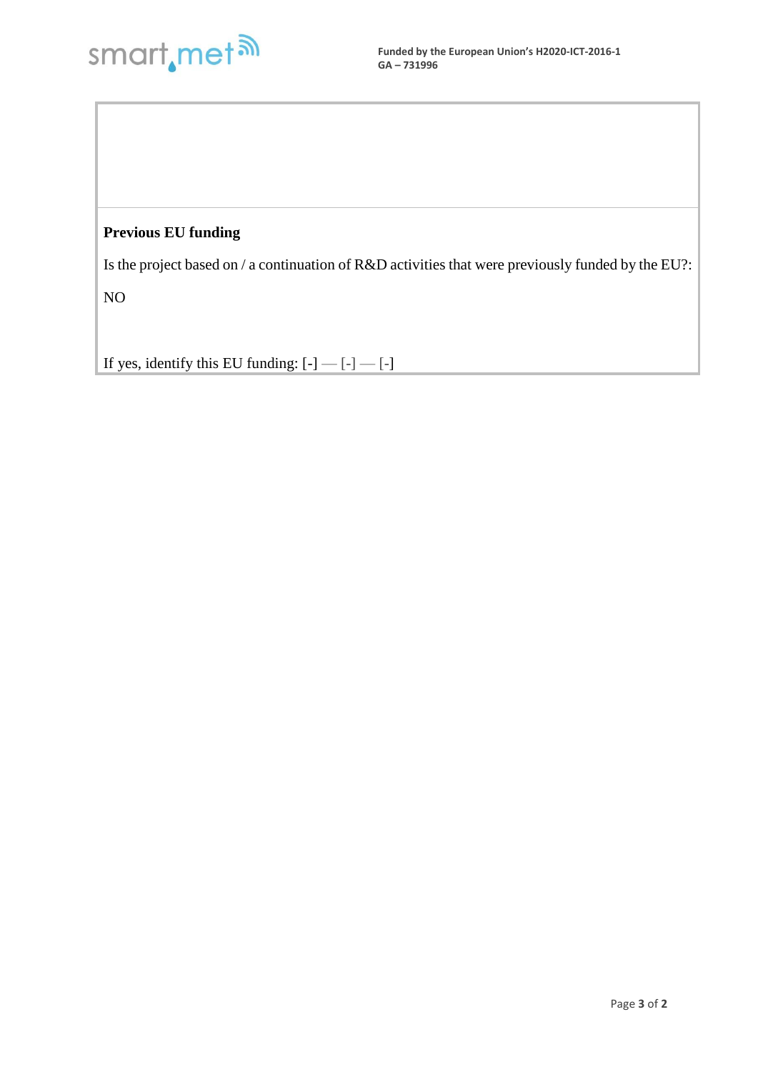**Previous EU funding**

Is the project based on / a continuation of R&D activities that were previously funded by the EU?:

NO

If yes, identify this EU funding: [-] — [-] — [-]